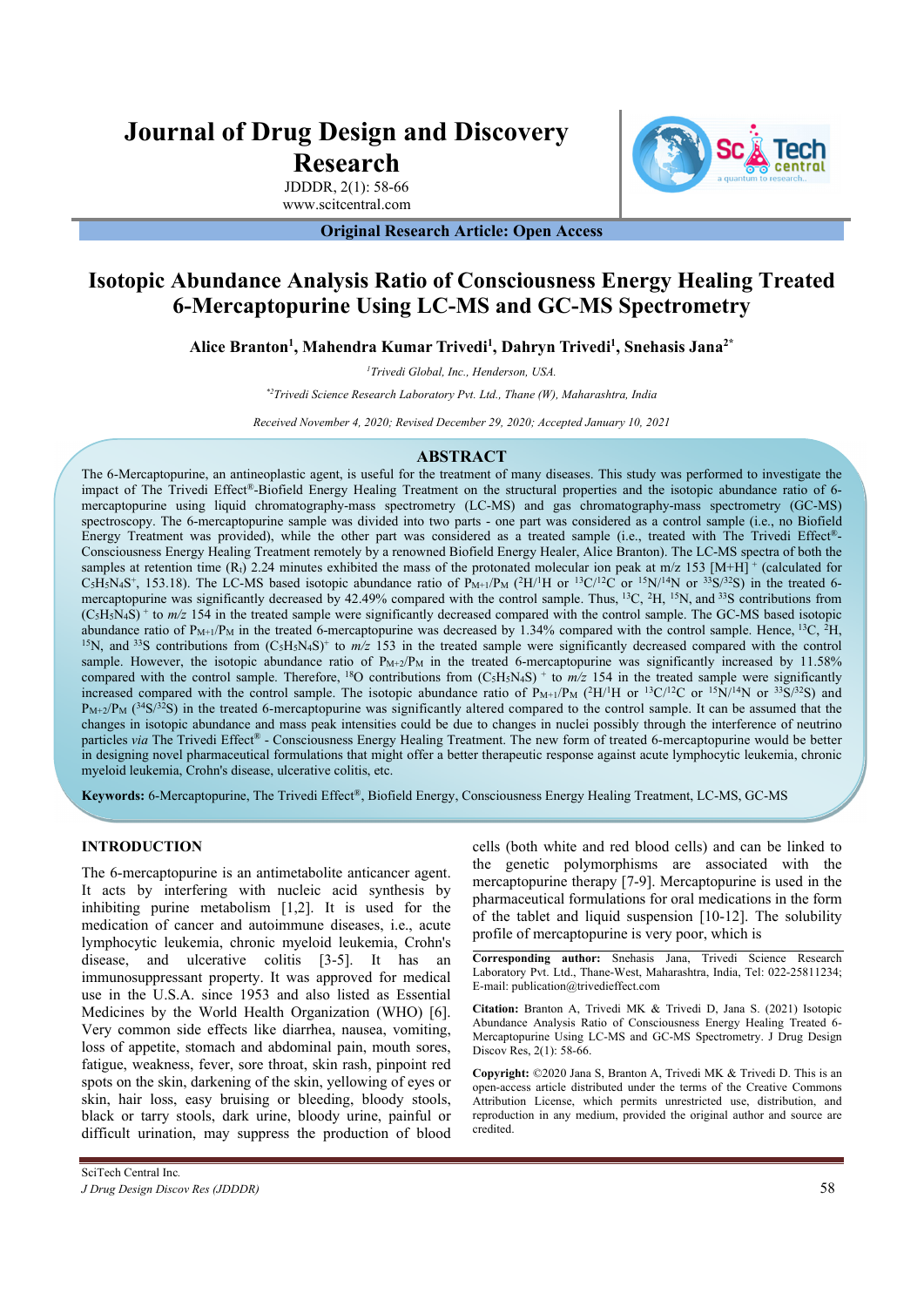# Journal of Drug Design and Discovery Research

JDDDR, 2(1): 58-66
www.scitcentral.com

**Original Research Article: Open Access**

# Isotopic Abundance Analysis Ratio of Consciousness Energy Healing Treated 6-Mercaptopurine Using LC-MS and GC-MS Spectrometry

**Alice Branton[1], Mahendra Kumar Trivedi[1], Dahryn Trivedi[1], Snehasis Jana[2*]**

*[1]Trivedi Global, Inc., Henderson, USA.*

*[*2]Trivedi Science Research Laboratory Pvt. Ltd., Thane (W), Maharashtra, India*

*Received November 4, 2020; Revised December 29, 2020; Accepted January 10, 2021*

## ABSTRACT

The 6-Mercaptopurine, an antineoplastic agent, is useful for the treatment of many diseases. This study was performed to investigate the impact of The Trivedi Effect®-Biofield Energy Healing Treatment on the structural properties and the isotopic abundance ratio of 6-mercaptopurine using liquid chromatography-mass spectrometry (LC-MS) and gas chromatography-mass spectrometry (GC-MS) spectroscopy. The 6-mercaptopurine sample was divided into two parts - one part was considered as a control sample (i.e., no Biofield Energy Treatment was provided), while the other part was considered as a treated sample (i.e., treated with The Trivedi Effect®-Consciousness Energy Healing Treatment remotely by a renowned Biofield Energy Healer, Alice Branton). The LC-MS spectra of both the samples at retention time ($R_t$) 2.24 minutes exhibited the mass of the protonated molecular ion peak at m/z 153 $[M+H]^+$ (calculated for $C_5H_5N_4S^+$, 153.18). The LC-MS based isotopic abundance ratio of $P_{M+1}/P_M$ ($^2H/^1H$ or $^{13}C/^{12}C$ or $^{15}N/^{14}N$ or $^{33}S/^{32}S$) in the treated 6-mercaptopurine was significantly decreased by 42.49% compared with the control sample. Thus, $^{13}C$, $^2H$, $^{15}N$, and $^{33}S$ contributions from $(C_5H_5N_4S)^+$ to *m/z* 154 in the treated sample were significantly decreased compared with the control sample. The GC-MS based isotopic abundance ratio of $P_{M+1}/P_M$ in the treated 6-mercaptopurine was decreased by 1.34% compared with the control sample. Hence, $^{13}C$, $^2H$, $^{15}N$, and $^{33}S$ contributions from $(C_5H_4N_4S)^+$ to *m/z* 153 in the treated sample were significantly decreased compared with the control sample. However, the isotopic abundance ratio of $P_{M+2}/P_M$ in the treated 6-mercaptopurine was significantly increased by 11.58% compared with the control sample. Therefore, $^{18}O$ contributions from $(C_5H_4N_4S)^+$ to *m/z* 154 in the treated sample were significantly increased compared with the control sample. The isotopic abundance ratio of $P_{M+1}/P_M$ ($^2H/^1H$ or $^{13}C/^{12}C$ or $^{15}N/^{14}N$ or $^{33}S/^{32}S$) and $P_{M+2}/P_M$ ($^{34}S/^{32}S$) in the treated 6-mercaptopurine was significantly altered compared to the control sample. It can be assumed that the changes in isotopic abundance and mass peak intensities could be due to changes in nuclei possibly through the interference of neutrino particles *via* The Trivedi Effect® - Consciousness Energy Healing Treatment. The new form of treated 6-mercaptopurine would be better in designing novel pharmaceutical formulations that might offer a better therapeutic response against acute lymphocytic leukemia, chronic myeloid leukemia, Crohn's disease, ulcerative colitis, etc.

**Keywords:** 6-Mercaptopurine, The Trivedi Effect®, Biofield Energy, Consciousness Energy Healing Treatment, LC-MS, GC-MS

## INTRODUCTION

The 6-mercaptopurine is an antimetabolite anticancer agent. It acts by interfering with nucleic acid synthesis by inhibiting purine metabolism [1,2]. It is used for the medication of cancer and autoimmune diseases, i.e., acute lymphocytic leukemia, chronic myeloid leukemia, Crohn's disease, and ulcerative colitis [3-5]. It has an immunosuppressant property. It was approved for medical use in the U.S.A. since 1953 and also listed as Essential Medicines by the World Health Organization (WHO) [6]. Very common side effects like diarrhea, nausea, vomiting, loss of appetite, stomach and abdominal pain, mouth sores, fatigue, weakness, fever, sore throat, skin rash, pinpoint red spots on the skin, darkening of the skin, yellowing of eyes or skin, hair loss, easy bruising or bleeding, bloody stools, black or tarry stools, dark urine, bloody urine, painful or difficult urination, may suppress the production of blood cells (both white and red blood cells) and can be linked to the genetic polymorphisms are associated with the mercaptopurine therapy [7-9]. Mercaptopurine is used in the pharmaceutical formulations for oral medications in the form of the tablet and liquid suspension [10-12]. The solubility profile of mercaptopurine is very poor, which is

**Corresponding author:** Snehasis Jana, Trivedi Science Research Laboratory Pvt. Ltd., Thane-West, Maharashtra, India, Tel: 022-25811234; E-mail: publication@trivedieffect.com

**Citation:** Branton A, Trivedi MK & Trivedi D, Jana S. (2021) Isotopic Abundance Analysis Ratio of Consciousness Energy Healing Treated 6-Mercaptopurine Using LC-MS and GC-MS Spectrometry. J Drug Design Discov Res, 2(1): 58-66.

**Copyright:** ©2020 Jana S, Branton A, Trivedi MK & Trivedi D. This is an open-access article distributed under the terms of the Creative Commons Attribution License, which permits unrestricted use, distribution, and reproduction in any medium, provided the original author and source are credited.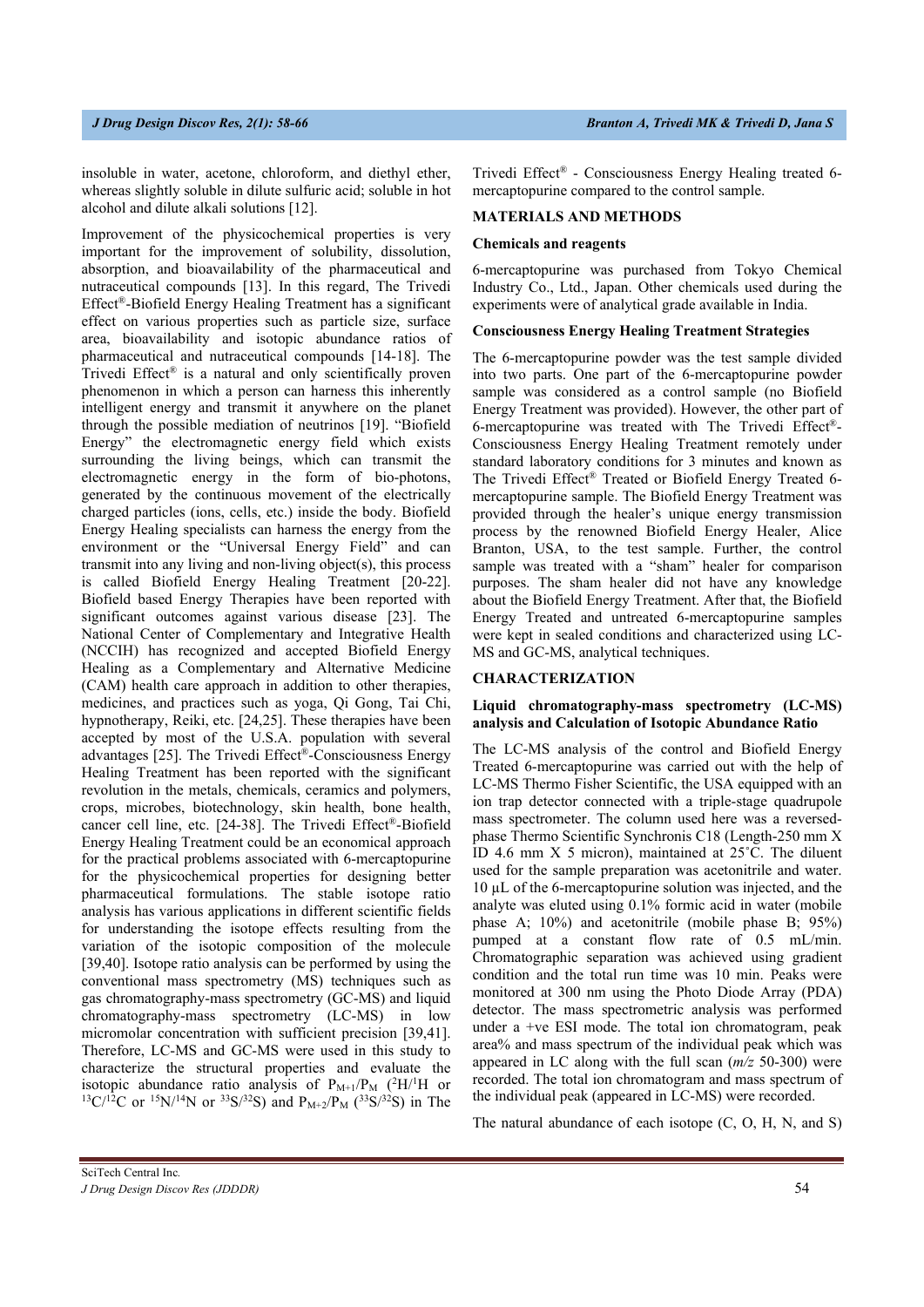insoluble in water, acetone, chloroform, and diethyl ether, whereas slightly soluble in dilute sulfuric acid; soluble in hot alcohol and dilute alkali solutions [12].

Improvement of the physicochemical properties is very important for the improvement of solubility, dissolution, absorption, and bioavailability of the pharmaceutical and nutraceutical compounds [13]. In this regard, The Trivedi Effect®-Biofield Energy Healing Treatment has a significant effect on various properties such as particle size, surface area, bioavailability and isotopic abundance ratios of pharmaceutical and nutraceutical compounds [14-18]. The Trivedi Effect® is a natural and only scientifically proven phenomenon in which a person can harness this inherently intelligent energy and transmit it anywhere on the planet through the possible mediation of neutrinos [19]. "Biofield Energy" the electromagnetic energy field which exists surrounding the living beings, which can transmit the electromagnetic energy in the form of bio-photons, generated by the continuous movement of the electrically charged particles (ions, cells, etc.) inside the body. Biofield Energy Healing specialists can harness the energy from the environment or the "Universal Energy Field" and can transmit into any living and non-living object(s), this process is called Biofield Energy Healing Treatment [20-22]. Biofield based Energy Therapies have been reported with significant outcomes against various disease [23]. The National Center of Complementary and Integrative Health (NCCIH) has recognized and accepted Biofield Energy Healing as a Complementary and Alternative Medicine (CAM) health care approach in addition to other therapies, medicines, and practices such as yoga, Qi Gong, Tai Chi, hypnotherapy, Reiki, etc. [24,25]. These therapies have been accepted by most of the U.S.A. population with several advantages [25]. The Trivedi Effect®-Consciousness Energy Healing Treatment has been reported with the significant revolution in the metals, chemicals, ceramics and polymers, crops, microbes, biotechnology, skin health, bone health, cancer cell line, etc. [24-38]. The Trivedi Effect®-Biofield Energy Healing Treatment could be an economical approach for the practical problems associated with 6-mercaptopurine for the physicochemical properties for designing better pharmaceutical formulations. The stable isotope ratio analysis has various applications in different scientific fields for understanding the isotope effects resulting from the variation of the isotopic composition of the molecule [39,40]. Isotope ratio analysis can be performed by using the conventional mass spectrometry (MS) techniques such as gas chromatography-mass spectrometry (GC-MS) and liquid chromatography-mass spectrometry (LC-MS) in low micromolar concentration with sufficient precision [39,41]. Therefore, LC-MS and GC-MS were used in this study to characterize the structural properties and evaluate the isotopic abundance ratio analysis of $P_{M+1}/P_M$ ($^2H/^1H$ or $^{13}C/^{12}C$ or $^{15}N/^{14}N$ or $^{33}S/^{32}S$) and $P_{M+2}/P_M$ ($^{33}S/^{32}S$) in The Trivedi Effect® - Consciousness Energy Healing treated 6-mercaptopurine compared to the control sample.

## MATERIALS AND METHODS

### Chemicals and reagents

6-mercaptopurine was purchased from Tokyo Chemical Industry Co., Ltd., Japan. Other chemicals used during the experiments were of analytical grade available in India.

### Consciousness Energy Healing Treatment Strategies

The 6-mercaptopurine powder was the test sample divided into two parts. One part of the 6-mercaptopurine powder sample was considered as a control sample (no Biofield Energy Treatment was provided). However, the other part of 6-mercaptopurine was treated with The Trivedi Effect®-Consciousness Energy Healing Treatment remotely under standard laboratory conditions for 3 minutes and known as The Trivedi Effect® Treated or Biofield Energy Treated 6-mercaptopurine sample. The Biofield Energy Treatment was provided through the healer's unique energy transmission process by the renowned Biofield Energy Healer, Alice Branton, USA, to the test sample. Further, the control sample was treated with a "sham" healer for comparison purposes. The sham healer did not have any knowledge about the Biofield Energy Treatment. After that, the Biofield Energy Treated and untreated 6-mercaptopurine samples were kept in sealed conditions and characterized using LC-MS and GC-MS, analytical techniques.

## CHARACTERIZATION

### Liquid chromatography-mass spectrometry (LC-MS) analysis and Calculation of Isotopic Abundance Ratio

The LC-MS analysis of the control and Biofield Energy Treated 6-mercaptopurine was carried out with the help of LC-MS Thermo Fisher Scientific, the USA equipped with an ion trap detector connected with a triple-stage quadrupole mass spectrometer. The column used here was a reversed-phase Thermo Scientific Synchronis C18 (Length-250 mm X ID 4.6 mm X 5 micron), maintained at 25˚C. The diluent used for the sample preparation was acetonitrile and water. 10 µL of the 6-mercaptopurine solution was injected, and the analyte was eluted using 0.1% formic acid in water (mobile phase A; 10%) and acetonitrile (mobile phase B; 95%) pumped at a constant flow rate of 0.5 mL/min. Chromatographic separation was achieved using gradient condition and the total run time was 10 min. Peaks were monitored at 300 nm using the Photo Diode Array (PDA) detector. The mass spectrometric analysis was performed under a +ve ESI mode. The total ion chromatogram, peak area% and mass spectrum of the individual peak which was appeared in LC along with the full scan (*m/z* 50-300) were recorded. The total ion chromatogram and mass spectrum of the individual peak (appeared in LC-MS) were recorded.

The natural abundance of each isotope (C, O, H, N, and S)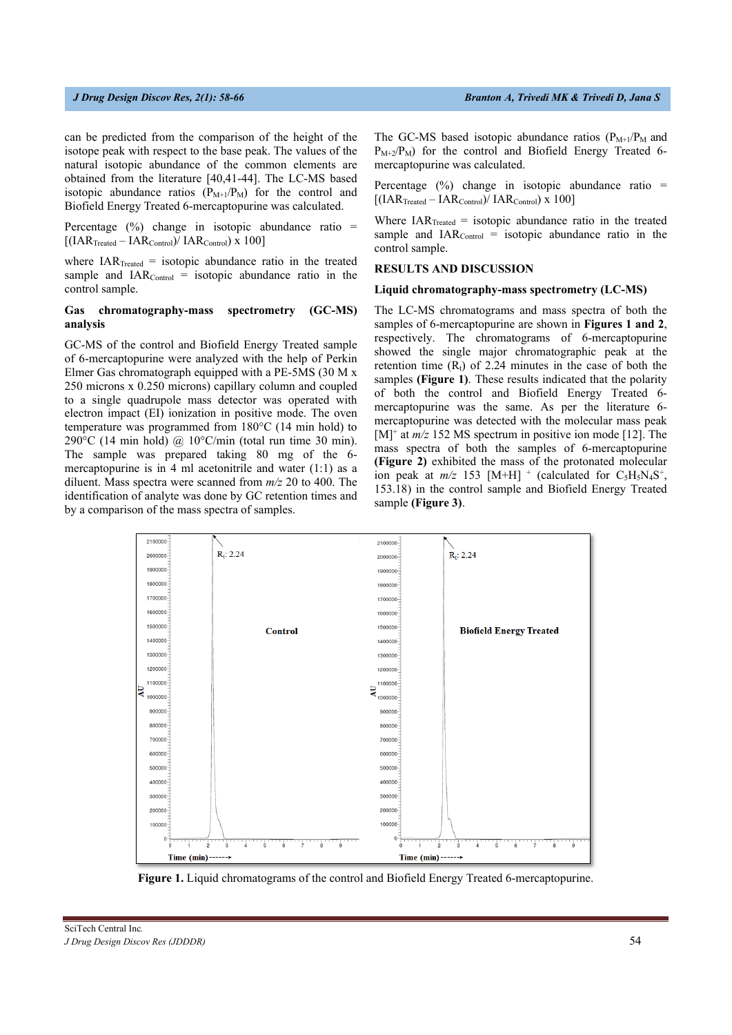can be predicted from the comparison of the height of the isotope peak with respect to the base peak. The values of the natural isotopic abundance of the common elements are obtained from the literature [40,41-44]. The LC-MS based isotopic abundance ratios ($P_{M+1}/P_M$) for the control and Biofield Energy Treated 6-mercaptopurine was calculated.

Percentage (%) change in isotopic abundance ratio = $[(IAR_{Treated} - IAR_{Control})/ IAR_{Control}) \times 100]$

where $IAR_{Treated}$ = isotopic abundance ratio in the treated sample and $IAR_{Control}$ = isotopic abundance ratio in the control sample.

### Gas chromatography-mass spectrometry (GC-MS) analysis

GC-MS of the control and Biofield Energy Treated sample of 6-mercaptopurine were analyzed with the help of Perkin Elmer Gas chromatograph equipped with a PE-5MS (30 M x 250 microns x 0.250 microns) capillary column and coupled to a single quadrupole mass detector was operated with electron impact (EI) ionization in positive mode. The oven temperature was programmed from 180°C (14 min hold) to 290°C (14 min hold) @ 10°C/min (total run time 30 min). The sample was prepared taking 80 mg of the 6-mercaptopurine is in 4 ml acetonitrile and water (1:1) as a diluent. Mass spectra were scanned from *m/z* 20 to 400. The identification of analyte was done by GC retention times and by a comparison of the mass spectra of samples.

The GC-MS based isotopic abundance ratios ($P_{M+1}/P_M$ and $P_{M+2}/P_M$) for the control and Biofield Energy Treated 6-mercaptopurine was calculated.

Percentage (%) change in isotopic abundance ratio = $[(IAR_{Treated} - IAR_{Control})/ IAR_{Control}) \times 100]$

Where $IAR_{Treated}$ = isotopic abundance ratio in the treated sample and $IAR_{Control}$ = isotopic abundance ratio in the control sample.

## RESULTS AND DISCUSSION

### Liquid chromatography-mass spectrometry (LC-MS)

The LC-MS chromatograms and mass spectra of both the samples of 6-mercaptopurine are shown in **Figures 1 and 2**, respectively. The chromatograms of 6-mercaptopurine showed the single major chromatographic peak at the retention time ($R_t$) of 2.24 minutes in the case of both the samples **(Figure 1)**. These results indicated that the polarity of both the control and Biofield Energy Treated 6-mercaptopurine was the same. As per the literature 6-mercaptopurine was detected with the molecular mass peak $[M]^+$ at *m/z* 152 MS spectrum in positive ion mode [12]. The mass spectra of both the samples of 6-mercaptopurine **(Figure 2)** exhibited the mass of the protonated molecular ion peak at *m/z* 153 $[M+H]^+$ (calculated for $C_5H_5N_4S^+$, 153.18) in the control sample and Biofield Energy Treated sample **(Figure 3)**.

**Figure 1.** Liquid chromatograms of the control and Biofield Energy Treated 6-mercaptopurine.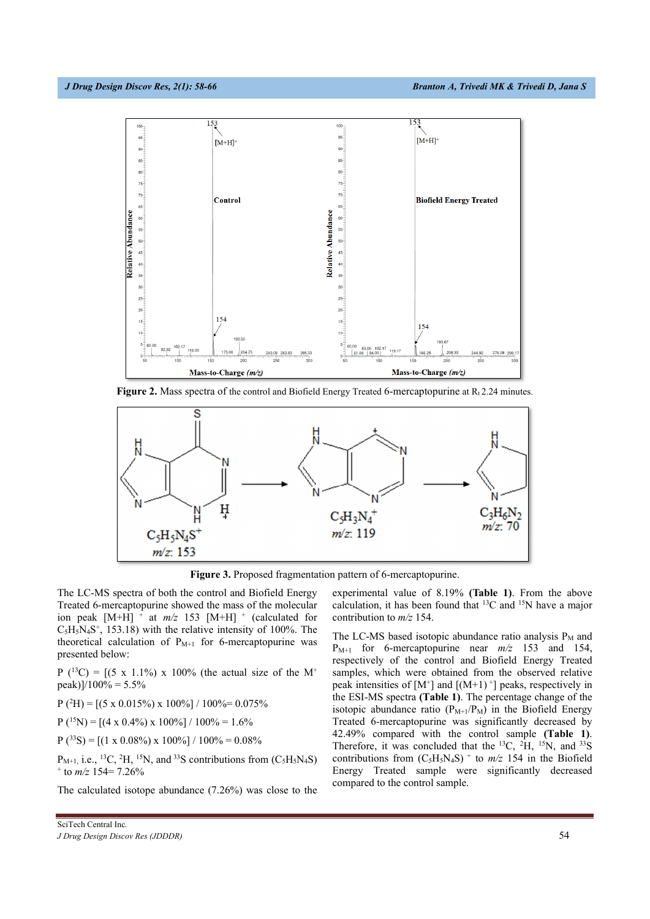**Figure 2.** Mass spectra of the control and Biofield Energy Treated 6-mercaptopurine at $R_t$ 2.24 minutes.

**Figure 3.** Proposed fragmentation pattern of 6-mercaptopurine.

The LC-MS spectra of both the control and Biofield Energy Treated 6-mercaptopurine showed the mass of the molecular ion peak $[M+H]^+$ at *m/z* 153 $[M+H]^+$ (calculated for $C_5H_5N_4S^+$, 153.18) with the relative intensity of 100%. The theoretical calculation of $P_{M+1}$ for 6-mercaptopurine was presented below:

P ($^{13}C$) = [(5 x 1.1%) x 100% (the actual size of the $M^+$ peak)]/100% = 5.5%

P ($^{2}H$) = [(5 x 0.015%) x 100%] / 100%= 0.075%

P ($^{15}N$) = [(4 x 0.4%) x 100%] / 100% = 1.6%

P ($^{33}S$) = [(1 x 0.08%) x 100%] / 100% = 0.08%

$P_{M+1}$, i.e., $^{13}C$, $^{2}H$, $^{15}N$, and $^{33}S$ contributions from $(C_5H_5N_4S)^+$ to *m/z* 154= 7.26%

The calculated isotope abundance (7.26%) was close to the experimental value of 8.19% **(Table 1)**. From the above calculation, it has been found that $^{13}C$ and $^{15}N$ have a major contribution to *m/z* 154.

The LC-MS based isotopic abundance ratio analysis $P_M$ and $P_{M+1}$ for 6-mercaptopurine near *m/z* 153 and 154, respectively of the control and Biofield Energy Treated samples, which were obtained from the observed relative peak intensities of $[M^+]$ and $[(M+1)^+]$ peaks, respectively in the ESI-MS spectra **(Table 1)**. The percentage change of the isotopic abundance ratio ($P_{M+1}/P_M$) in the Biofield Energy Treated 6-mercaptopurine was significantly decreased by 42.49% compared with the control sample **(Table 1)**. Therefore, it was concluded that the $^{13}C$, $^{2}H$, $^{15}N$, and $^{33}S$ contributions from $(C_5H_5N_4S)^+$ to *m/z* 154 in the Biofield Energy Treated sample were significantly decreased compared to the control sample.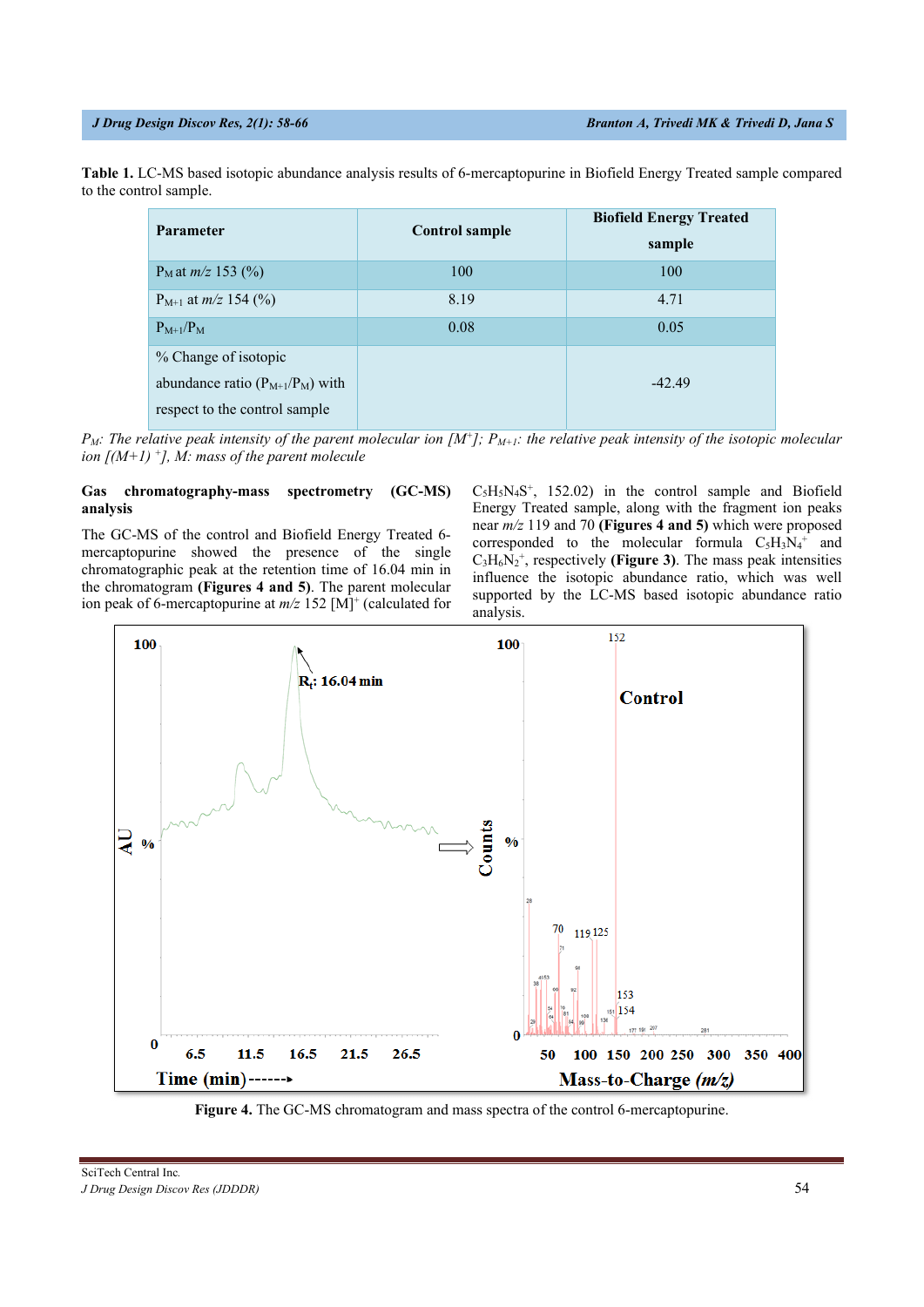**Table 1.** LC-MS based isotopic abundance analysis results of 6-mercaptopurine in Biofield Energy Treated sample compared to the control sample.

| Parameter | Control sample | Biofield Energy Treated sample |
|---|---|---|
| $P_M$ at *m/z* 153 (%) | 100 | 100 |
| $P_{M+1}$ at *m/z* 154 (%) | 8.19 | 4.71 |
| $P_{M+1}/P_M$ | 0.08 | 0.05 |
| % Change of isotopic abundance ratio ($P_{M+1}/P_M$) with respect to the control sample | | -42.49 |

*$P_M$: The relative peak intensity of the parent molecular ion [$M^+$]; $P_{M+1}$: the relative peak intensity of the isotopic molecular ion [$(M+1)^+$], M: mass of the parent molecule*

**Gas chromatography-mass spectrometry (GC-MS) analysis**

The GC-MS of the control and Biofield Energy Treated 6-mercaptopurine showed the presence of single chromatographic peak at the retention time of 16.04 min in the chromatogram **(Figures 4 and 5)**. The parent molecular ion peak of 6-mercaptopurine at *m/z* 152 $[M]^+$ (calculated for $C_5H_5N_4S^+$, 152.02) in the control sample and Biofield Energy Treated sample, along with the fragment ion peaks near *m/z* 119 and 70 **(Figures 4 and 5)** which were proposed corresponded to the molecular formula $C_5H_3N_4^+$ and $C_3H_6N_2^+$, respectively **(Figure 3)**. The mass peak intensities influence the isotopic abundance ratio, which was well supported by the LC-MS based isotopic abundance ratio analysis.

**Figure 4.** The GC-MS chromatogram and mass spectra of the control 6-mercaptopurine.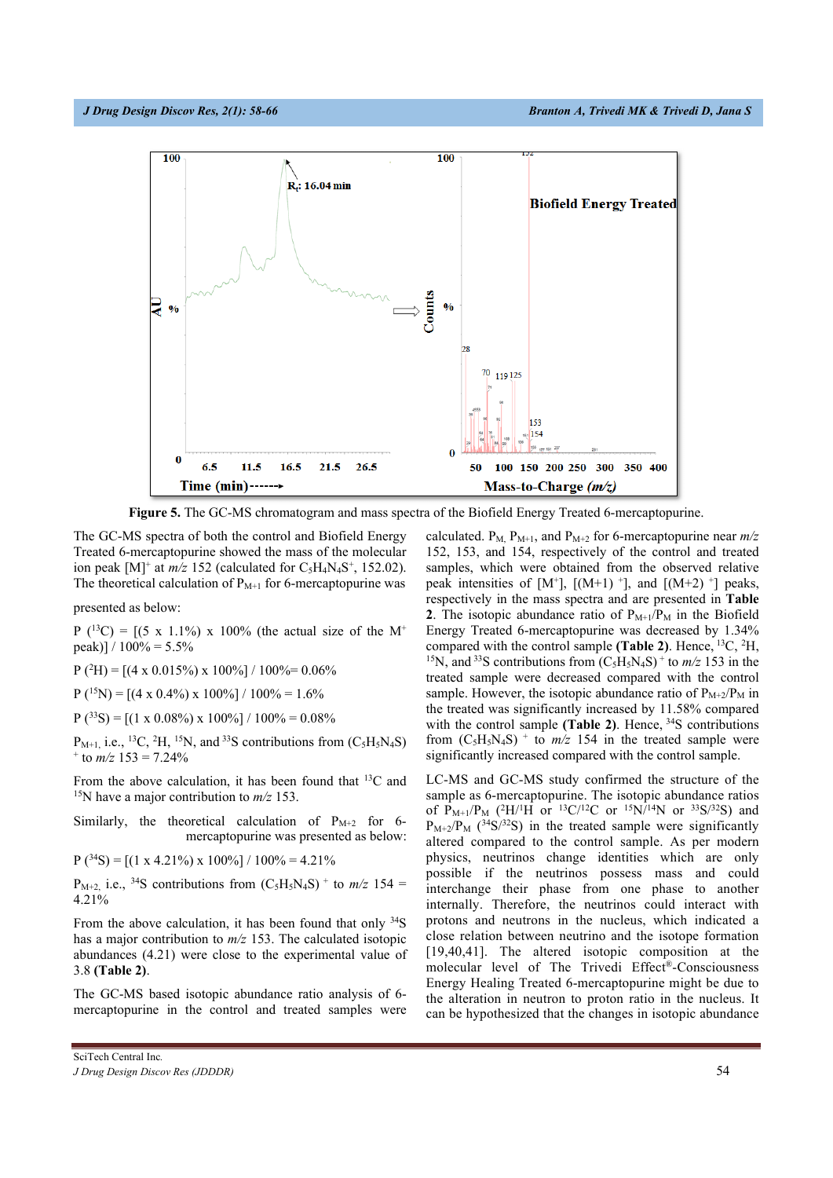**Figure 5.** The GC-MS chromatogram and mass spectra of the Biofield Energy Treated 6-mercaptopurine.

The GC-MS spectra of both the control and Biofield Energy Treated 6-mercaptopurine showed the mass of the molecular ion peak $[M]^+$ at *m/z* 152 (calculated for $C_5H_4N_4S^+$, 152.02). The theoretical calculation of $P_{M+1}$ for 6-mercaptopurine was presented as below:

P ($^{13}C$) = [(5 x 1.1%) x 100% (the actual size of the $M^+$ peak)] / 100% = 5.5%

P ($^{2}H$) = [(4 x 0.015%) x 100%] / 100%= 0.06%

P ($^{15}N$) = [(4 x 0.4%) x 100%] / 100% = 1.6%

P ($^{33}S$) = [(1 x 0.08%) x 100%] / 100% = 0.08%

$P_{M+1}$, i.e., $^{13}C$, $^{2}H$, $^{15}N$, and $^{33}S$ contributions from $(C_5H_5N_4S)^+$ to *m/z* 153 = 7.24%

From the above calculation, it has been found that $^{13}C$ and $^{15}N$ have a major contribution to *m/z* 153.

Similarly, the theoretical calculation of $P_{M+2}$ for 6-mercaptopurine was presented as below:

P ($^{34}S$) = [(1 x 4.21%) x 100%] / 100% = 4.21%

$P_{M+2}$, i.e., $^{34}S$ contributions from $(C_5H_5N_4S)^+$ to *m/z* 154 = 4.21%

From the above calculation, it has been found that only $^{34}S$ has a major contribution to *m/z* 153. The calculated isotopic abundances (4.21) were close to the experimental value of 3.8 **(Table 2)**.

The GC-MS based isotopic abundance ratio analysis of 6-mercaptopurine in the control and treated samples were calculated. $P_M$, $P_{M+1}$, and $P_{M+2}$ for 6-mercaptopurine near *m/z* 152, 153, and 154, respectively of the control and treated samples, which were obtained from the observed relative peak intensities of $[M^+]$, $[(M+1)^+]$, and $[(M+2)^+]$ peaks, respectively in the mass spectra and are presented in **Table 2**. The isotopic abundance ratio of $P_{M+1}/P_M$ in the Biofield Energy Treated 6-mercaptopurine was decreased by 1.34% compared with the control sample **(Table 2)**. Hence, $^{13}C$, $^{2}H$, $^{15}N$, and $^{33}S$ contributions from $(C_5H_5N_4S)^+$ to *m/z* 153 in the treated sample were decreased compared with the control sample. However, the isotopic abundance ratio of $P_{M+2}/P_M$ in the treated was significantly increased by 11.58% compared with the control sample **(Table 2)**. Hence, $^{34}S$ contributions from $(C_5H_5N_4S)^+$ to *m/z* 154 in the treated sample were significantly increased compared with the control sample.

LC-MS and GC-MS study confirmed the structure of the sample as 6-mercaptopurine. The isotopic abundance ratios of $P_{M+1}/P_M$ ($^{2}H/^{1}H$ or $^{13}C/^{12}C$ or $^{15}N/^{14}N$ or $^{33}S/^{32}S$) and $P_{M+2}/P_M$ ($^{34}S/^{32}S$) in the treated sample were significantly altered compared to the control sample. As per modern physics, neutrinos change identities which are only possible if the neutrinos possess mass and could interchange their phase from one phase to another internally. Therefore, the neutrinos could interact with protons and neutrons in the nucleus, which indicated a close relation between neutrino and the isotope formation [19,40,41]. The altered isotopic composition at the molecular level of The Trivedi Effect®-Consciousness Energy Healing Treated 6-mercaptopurine might be due to the alteration in neutron to proton ratio in the nucleus. It can be hypothesized that the changes in isotopic abundance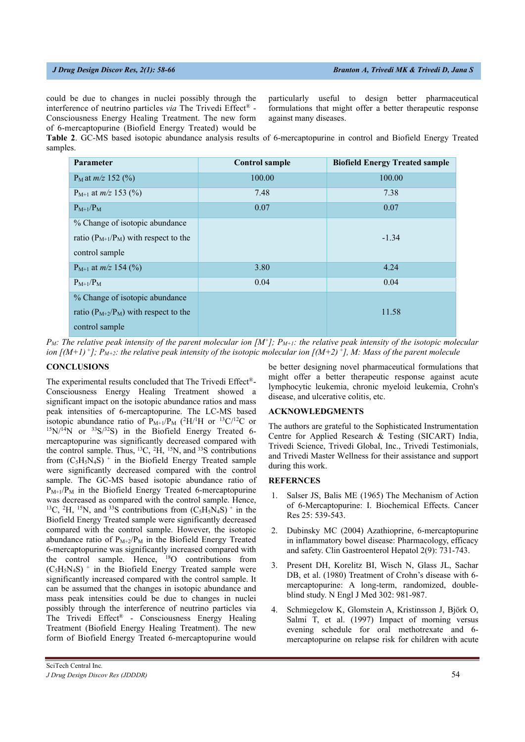could be due to changes in nuclei possibly through the interference of neutrino particles *via* The Trivedi Effect® - Consciousness Energy Healing Treatment. The new form of 6-mercaptopurine (Biofield Energy Treated) would be particularly useful to design better pharmaceutical formulations that might offer a better therapeutic response against many diseases.

**Table 2**. GC-MS based isotopic abundance analysis results of 6-mercaptopurine in control and Biofield Energy Treated samples.

| Parameter | Control sample | Biofield Energy Treated sample |
|---|---|---|
| $P_M$ at *m/z* 152 (%) | 100.00 | 100.00 |
| $P_{M+1}$ at *m/z* 153 (%) | 7.48 | 7.38 |
| $P_{M+1}/P_M$ | 0.07 | 0.07 |
| % Change of isotopic abundance ratio ($P_{M+1}/P_M$) with respect to the control sample | | -1.34 |
| $P_{M+1}$ at *m/z* 154 (%) | 3.80 | 4.24 |
| $P_{M+1}/P_M$ | 0.04 | 0.04 |
| % Change of isotopic abundance ratio ($P_{M+2}/P_M$) with respect to the control sample | | 11.58 |

*$P_M$: The relative peak intensity of the parent molecular ion [$M^+$]; $P_{M+1}$: the relative peak intensity of the isotopic molecular ion [$(M+1)^+$]; $P_{M+2}$: the relative peak intensity of the isotopic molecular ion [$(M+2)^+$], M: Mass of the parent molecule*

## CONCLUSIONS

The experimental results concluded that The Trivedi Effect®-Consciousness Energy Healing Treatment showed a significant impact on the isotopic abundance ratios and mass peak intensities of 6-mercaptopurine. The LC-MS based isotopic abundance ratio of $P_{M+1}/P_M$ ($^2H/^1H$ or $^{13}C/^{12}C$ or $^{15}N/^{14}N$ or $^{33}S/^{32}S$) in the Biofield Energy Treated 6-mercaptopurine was significantly decreased compared with the control sample. Thus, $^{13}C$, $^2H$, $^{15}N$, and $^{33}S$ contributions from $(C_5H_5N_4S)^+$ in the Biofield Energy Treated sample were significantly decreased compared with the control sample. The GC-MS based isotopic abundance ratio of $P_{M+1}/P_M$ in the Biofield Energy Treated 6-mercaptopurine was decreased as compared with the control sample. Hence, $^{13}C$, $^2H$, $^{15}N$, and $^{33}S$ contributions from $(C_5H_5N_4S)^+$ in the Biofield Energy Treated sample were significantly decreased compared with the control sample. However, the isotopic abundance ratio of $P_{M+2}/P_M$ in the Biofield Energy Treated 6-mercaptopurine was significantly increased compared with the control sample. Hence, $^{18}O$ contributions from $(C_5H_5N_4S)^+$ in the Biofield Energy Treated sample were significantly increased compared with the control sample. It can be assumed that the changes in isotopic abundance and mass peak intensities could be due to changes in nuclei possibly through the interference of neutrino particles via The Trivedi Effect® - Consciousness Energy Healing Treatment (Biofield Energy Healing Treatment). The new form of Biofield Energy Treated 6-mercaptopurine would be better designing novel pharmaceutical formulations that might offer a better therapeutic response against acute lymphocytic leukemia, chronic myeloid leukemia, Crohn's disease, and ulcerative colitis, etc.

## ACKNOWLEDGMENTS

The authors are grateful to the Sophisticated Instrumentation Centre for Applied Research & Testing (SICART) India, Trivedi Science, Trivedi Global, Inc., Trivedi Testimonials, and Trivedi Master Wellness for their assistance and support during this work.

## REFERNCES

1. Salser JS, Balis ME (1965) The Mechanism of Action of 6-Mercaptopurine: I. Biochemical Effects. Cancer Res 25: 539-543.
2. Dubinsky MC (2004) Azathioprine, 6-mercaptopurine in inflammatory bowel disease: Pharmacology, efficacy and safety. Clin Gastroenterol Hepatol 2(9): 731-743.
3. Present DH, Korelitz BI, Wisch N, Glass JL, Sachar DB, et al. (1980) Treatment of Crohn's disease with 6-mercaptopurine: A long-term, randomized, double-blind study. N Engl J Med 302: 981-987.
4. Schmiegelow K, Glomstein A, Kristinsson J, Björk O, Salmi T, et al. (1997) Impact of morning versus evening schedule for oral methotrexate and 6-mercaptopurine on relapse risk for children with acute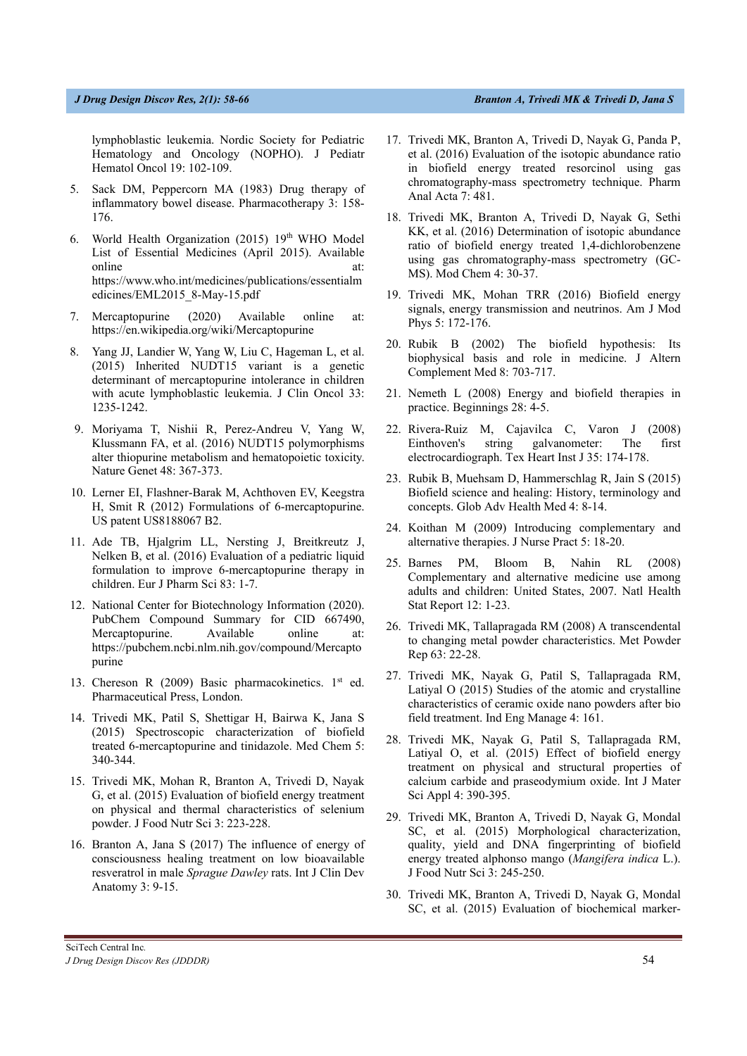lymphoblastic leukemia. Nordic Society for Pediatric Hematology and Oncology (NOPHO). J Pediatr Hematol Oncol 19: 102-109.

5. Sack DM, Peppercorn MA (1983) Drug therapy of inflammatory bowel disease. Pharmacotherapy 3: 158-176.
6. World Health Organization (2015) 19th WHO Model List of Essential Medicines (April 2015). Available online at: https://www.who.int/medicines/publications/essentialmedicines/EML2015_8-May-15.pdf
7. Mercaptopurine (2020) Available online at: https://en.wikipedia.org/wiki/Mercaptopurine
8. Yang JJ, Landier W, Yang W, Liu C, Hageman L, et al. (2015) Inherited NUDT15 variant is a genetic determinant of mercaptopurine intolerance in children with acute lymphoblastic leukemia. J Clin Oncol 33: 1235-1242.
9. Moriyama T, Nishii R, Perez-Andreu V, Yang W, Klussmann FA, et al. (2016) NUDT15 polymorphisms alter thiopurine metabolism and hematopoietic toxicity. Nature Genet 48: 367-373.
10. Lerner EI, Flashner-Barak M, Achthoven EV, Keegstra H, Smit R (2012) Formulations of 6-mercaptopurine. US patent US8188067 B2.
11. Ade TB, Hjalgrim LL, Nersting J, Breitkreutz J, Nelken B, et al. (2016) Evaluation of a pediatric liquid formulation to improve 6-mercaptopurine therapy in children. Eur J Pharm Sci 83: 1-7.
12. National Center for Biotechnology Information (2020). PubChem Compound Summary for CID 667490, Mercaptopurine. Available online at: https://pubchem.ncbi.nlm.nih.gov/compound/Mercaptopurine
13. Chereson R (2009) Basic pharmacokinetics. 1st ed. Pharmaceutical Press, London.
14. Trivedi MK, Patil S, Shettigar H, Bairwa K, Jana S (2015) Spectroscopic characterization of biofield treated 6-mercaptopurine and tinidazole. Med Chem 5: 340-344.
15. Trivedi MK, Mohan R, Branton A, Trivedi D, Nayak G, et al. (2015) Evaluation of biofield energy treatment on physical and thermal characteristics of selenium powder. J Food Nutr Sci 3: 223-228.
16. Branton A, Jana S (2017) The influence of energy of consciousness healing treatment on low bioavailable resveratrol in male *Sprague Dawley* rats. Int J Clin Dev Anatomy 3: 9-15.
17. Trivedi MK, Branton A, Trivedi D, Nayak G, Panda P, et al. (2016) Evaluation of the isotopic abundance ratio in biofield energy treated resorcinol using gas chromatography-mass spectrometry technique. Pharm Anal Acta 7: 481.
18. Trivedi MK, Branton A, Trivedi D, Nayak G, Sethi KK, et al. (2016) Determination of isotopic abundance ratio of biofield energy treated 1,4-dichlorobenzene using gas chromatography-mass spectrometry (GC-MS). Mod Chem 4: 30-37.
19. Trivedi MK, Mohan TRR (2016) Biofield energy signals, energy transmission and neutrinos. Am J Mod Phys 5: 172-176.
20. Rubik B (2002) The biofield hypothesis: Its biophysical basis and role in medicine. J Altern Complement Med 8: 703-717.
21. Nemeth L (2008) Energy and biofield therapies in practice. Beginnings 28: 4-5.
22. Rivera-Ruiz M, Cajavilca C, Varon J (2008) Einthoven's string galvanometer: The first electrocardiograph. Tex Heart Inst J 35: 174-178.
23. Rubik B, Muehsam D, Hammerschlag R, Jain S (2015) Biofield science and healing: History, terminology and concepts. Glob Adv Health Med 4: 8-14.
24. Koithan M (2009) Introducing complementary and alternative therapies. J Nurse Pract 5: 18-20.
25. Barnes PM, Bloom B, Nahin RL (2008) Complementary and alternative medicine use among adults and children: United States, 2007. Natl Health Stat Report 12: 1-23.
26. Trivedi MK, Tallapragada RM (2008) A transcendental to changing metal powder characteristics. Met Powder Rep 63: 22-28.
27. Trivedi MK, Nayak G, Patil S, Tallapragada RM, Latiyal O (2015) Studies of the atomic and crystalline characteristics of ceramic oxide nano powders after bio field treatment. Ind Eng Manage 4: 161.
28. Trivedi MK, Nayak G, Patil S, Tallapragada RM, Latiyal O, et al. (2015) Effect of biofield energy treatment on physical and structural properties of calcium carbide and praseodymium oxide. Int J Mater Sci Appl 4: 390-395.
29. Trivedi MK, Branton A, Trivedi D, Nayak G, Mondal SC, et al. (2015) Morphological characterization, quality, yield and DNA fingerprinting of biofield energy treated alphonso mango (*Mangifera indica* L.). J Food Nutr Sci 3: 245-250.
30. Trivedi MK, Branton A, Trivedi D, Nayak G, Mondal SC, et al. (2015) Evaluation of biochemical marker-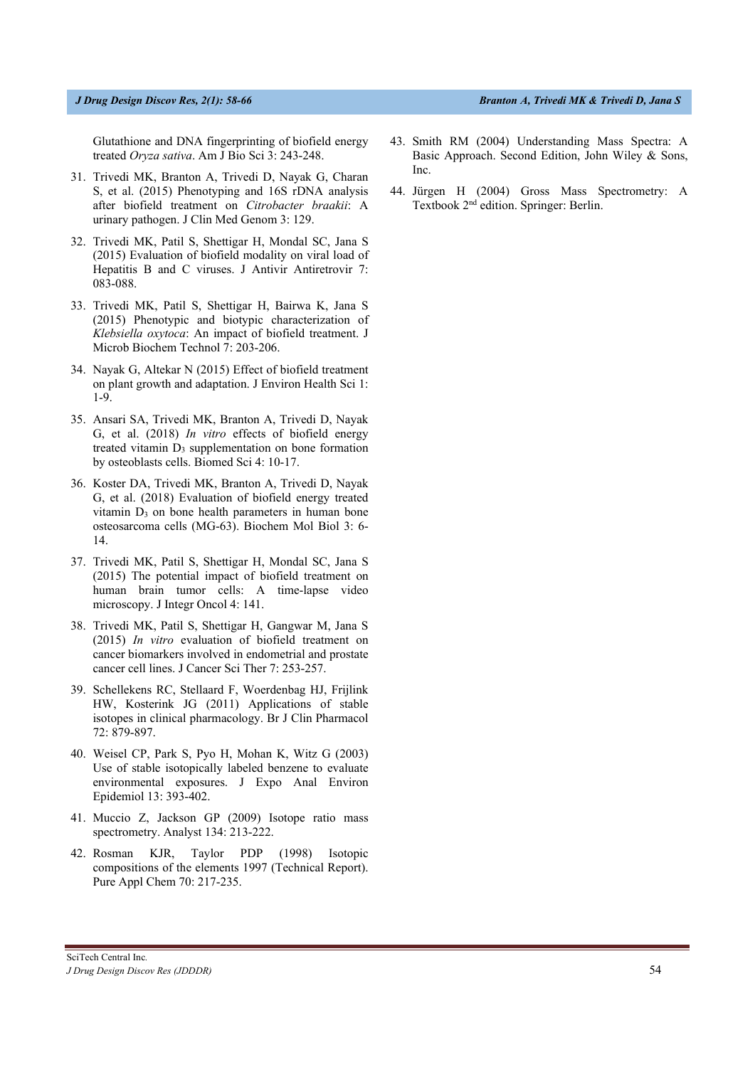Glutathione and DNA fingerprinting of biofield energy treated *Oryza sativa*. Am J Bio Sci 3: 243-248.

31. Trivedi MK, Branton A, Trivedi D, Nayak G, Charan S, et al. (2015) Phenotyping and 16S rDNA analysis after biofield treatment on *Citrobacter braakii*: A urinary pathogen. J Clin Med Genom 3: 129.

32. Trivedi MK, Patil S, Shettigar H, Mondal SC, Jana S (2015) Evaluation of biofield modality on viral load of Hepatitis B and C viruses. J Antivir Antiretrovir 7: 083-088.

33. Trivedi MK, Patil S, Shettigar H, Bairwa K, Jana S (2015) Phenotypic and biotypic characterization of *Klebsiella oxytoca*: An impact of biofield treatment. J Microb Biochem Technol 7: 203-206.

34. Nayak G, Altekar N (2015) Effect of biofield treatment on plant growth and adaptation. J Environ Health Sci 1: 1-9.

35. Ansari SA, Trivedi MK, Branton A, Trivedi D, Nayak G, et al. (2018) *In vitro* effects of biofield energy treated vitamin $D_3$ supplementation on bone formation by osteoblasts cells. Biomed Sci 4: 10-17.

36. Koster DA, Trivedi MK, Branton A, Trivedi D, Nayak G, et al. (2018) Evaluation of biofield energy treated vitamin $D_3$ on bone health parameters in human bone osteosarcoma cells (MG-63). Biochem Mol Biol 3: 6-14.

37. Trivedi MK, Patil S, Shettigar H, Mondal SC, Jana S (2015) The potential impact of biofield treatment on human brain tumor cells: A time-lapse video microscopy. J Integr Oncol 4: 141.

38. Trivedi MK, Patil S, Shettigar H, Gangwar M, Jana S (2015) *In vitro* evaluation of biofield treatment on cancer biomarkers involved in endometrial and prostate cancer cell lines. J Cancer Sci Ther 7: 253-257.

39. Schellekens RC, Stellaard F, Woerdenbag HJ, Frijlink HW, Kosterink JG (2011) Applications of stable isotopes in clinical pharmacology. Br J Clin Pharmacol 72: 879-897.

40. Weisel CP, Park S, Pyo H, Mohan K, Witz G (2003) Use of stable isotopically labeled benzene to evaluate environmental exposures. J Expo Anal Environ Epidemiol 13: 393-402.

41. Muccio Z, Jackson GP (2009) Isotope ratio mass spectrometry. Analyst 134: 213-222.

42. Rosman KJR, Taylor PDP (1998) Isotopic compositions of the elements 1997 (Technical Report). Pure Appl Chem 70: 217-235.

43. Smith RM (2004) Understanding Mass Spectra: A Basic Approach. Second Edition, John Wiley & Sons, Inc.

44. Jürgen H (2004) Gross Mass Spectrometry: A Textbook 2nd edition. Springer: Berlin.